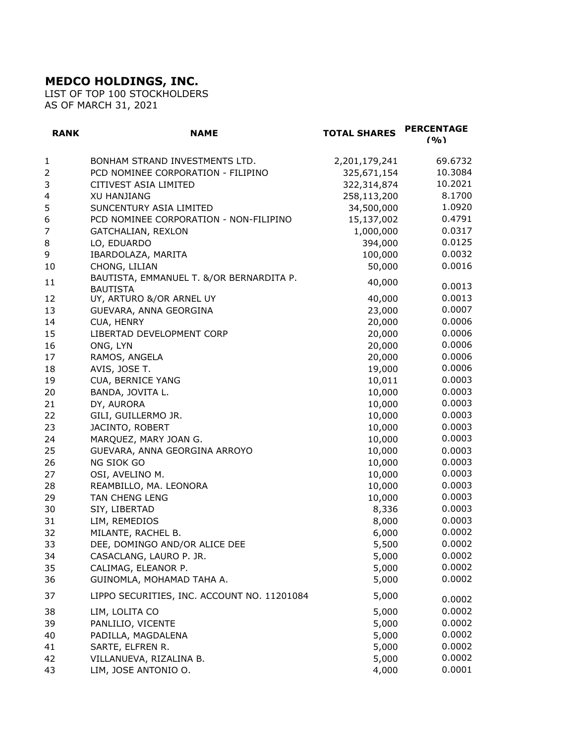**MEDCO HOLDINGS, INC.**

LIST OF TOP 100 STOCKHOLDERS
AS OF MARCH 31, 2021

| RANK | NAME | TOTAL SHARES | PERCENTAGE (%) |
|---|---|---|---|
| 1 | BONHAM STRAND INVESTMENTS LTD. | 2,201,179,241 | 69.6732 |
| 2 | PCD NOMINEE CORPORATION - FILIPINO | 325,671,154 | 10.3084 |
| 3 | CITIVEST ASIA LIMITED | 322,314,874 | 10.2021 |
| 4 | XU HANJIANG | 258,113,200 | 8.1700 |
| 5 | SUNCENTURY ASIA LIMITED | 34,500,000 | 1.0920 |
| 6 | PCD NOMINEE CORPORATION - NON-FILIPINO | 15,137,002 | 0.4791 |
| 7 | GATCHALIAN, REXLON | 1,000,000 | 0.0317 |
| 8 | LO, EDUARDO | 394,000 | 0.0125 |
| 9 | IBARDOLAZA, MARITA | 100,000 | 0.0032 |
| 10 | CHONG, LILIAN | 50,000 | 0.0016 |
| 11 | BAUTISTA, EMMANUEL T. &/OR BERNARDITA P. BAUTISTA | 40,000 | 0.0013 |
| 12 | UY, ARTURO &/OR ARNEL UY | 40,000 | 0.0013 |
| 13 | GUEVARA, ANNA GEORGINA | 23,000 | 0.0007 |
| 14 | CUA, HENRY | 20,000 | 0.0006 |
| 15 | LIBERTAD DEVELOPMENT CORP | 20,000 | 0.0006 |
| 16 | ONG, LYN | 20,000 | 0.0006 |
| 17 | RAMOS, ANGELA | 20,000 | 0.0006 |
| 18 | AVIS, JOSE T. | 19,000 | 0.0006 |
| 19 | CUA, BERNICE YANG | 10,011 | 0.0003 |
| 20 | BANDA, JOVITA L. | 10,000 | 0.0003 |
| 21 | DY, AURORA | 10,000 | 0.0003 |
| 22 | GILI, GUILLERMO JR. | 10,000 | 0.0003 |
| 23 | JACINTO, ROBERT | 10,000 | 0.0003 |
| 24 | MARQUEZ, MARY JOAN G. | 10,000 | 0.0003 |
| 25 | GUEVARA, ANNA GEORGINA ARROYO | 10,000 | 0.0003 |
| 26 | NG SIOK GO | 10,000 | 0.0003 |
| 27 | OSI, AVELINO M. | 10,000 | 0.0003 |
| 28 | REAMBILLO, MA. LEONORA | 10,000 | 0.0003 |
| 29 | TAN CHENG LENG | 10,000 | 0.0003 |
| 30 | SIY, LIBERTAD | 8,336 | 0.0003 |
| 31 | LIM, REMEDIOS | 8,000 | 0.0003 |
| 32 | MILANTE, RACHEL B. | 6,000 | 0.0002 |
| 33 | DEE, DOMINGO AND/OR ALICE DEE | 5,500 | 0.0002 |
| 34 | CASACLANG, LAURO P. JR. | 5,000 | 0.0002 |
| 35 | CALIMAG, ELEANOR P. | 5,000 | 0.0002 |
| 36 | GUINOMLA, MOHAMAD TAHA A. | 5,000 | 0.0002 |
| 37 | LIPPO SECURITIES, INC. ACCOUNT NO. 11201084 | 5,000 | 0.0002 |
| 38 | LIM, LOLITA CO | 5,000 | 0.0002 |
| 39 | PANLILIO, VICENTE | 5,000 | 0.0002 |
| 40 | PADILLA, MAGDALENA | 5,000 | 0.0002 |
| 41 | SARTE, ELFREN R. | 5,000 | 0.0002 |
| 42 | VILLANUEVA, RIZALINA B. | 5,000 | 0.0002 |
| 43 | LIM, JOSE ANTONIO O. | 4,000 | 0.0001 |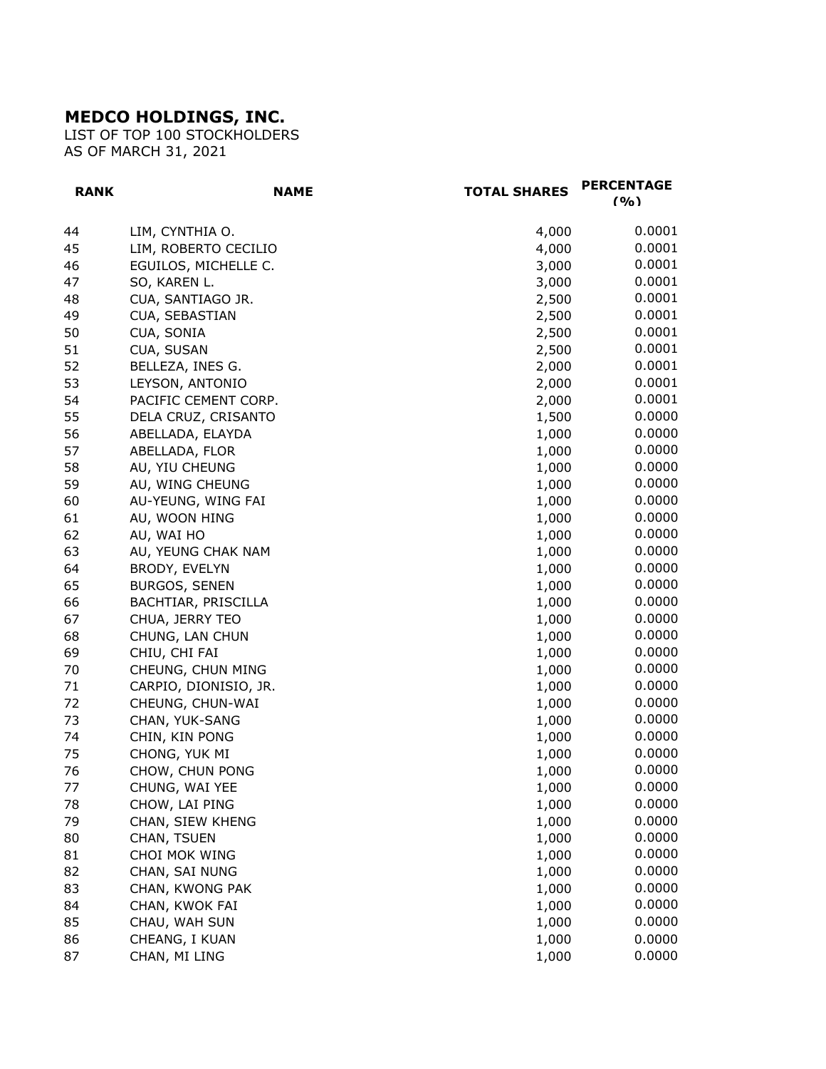# MEDCO HOLDINGS, INC.

LIST OF TOP 100 STOCKHOLDERS
AS OF MARCH 31, 2021

| RANK | NAME | TOTAL SHARES | PERCENTAGE (%) |
|---|---|---|---|
| 44 | LIM, CYNTHIA O. | 4,000 | 0.0001 |
| 45 | LIM, ROBERTO CECILIO | 4,000 | 0.0001 |
| 46 | EGUILOS, MICHELLE C. | 3,000 | 0.0001 |
| 47 | SO, KAREN L. | 3,000 | 0.0001 |
| 48 | CUA, SANTIAGO JR. | 2,500 | 0.0001 |
| 49 | CUA, SEBASTIAN | 2,500 | 0.0001 |
| 50 | CUA, SONIA | 2,500 | 0.0001 |
| 51 | CUA, SUSAN | 2,500 | 0.0001 |
| 52 | BELLEZA, INES G. | 2,000 | 0.0001 |
| 53 | LEYSON, ANTONIO | 2,000 | 0.0001 |
| 54 | PACIFIC CEMENT CORP. | 2,000 | 0.0001 |
| 55 | DELA CRUZ, CRISANTO | 1,500 | 0.0000 |
| 56 | ABELLADA, ELAYDA | 1,000 | 0.0000 |
| 57 | ABELLADA, FLOR | 1,000 | 0.0000 |
| 58 | AU, YIU CHEUNG | 1,000 | 0.0000 |
| 59 | AU, WING CHEUNG | 1,000 | 0.0000 |
| 60 | AU-YEUNG, WING FAI | 1,000 | 0.0000 |
| 61 | AU, WOON HING | 1,000 | 0.0000 |
| 62 | AU, WAI HO | 1,000 | 0.0000 |
| 63 | AU, YEUNG CHAK NAM | 1,000 | 0.0000 |
| 64 | BRODY, EVELYN | 1,000 | 0.0000 |
| 65 | BURGOS, SENEN | 1,000 | 0.0000 |
| 66 | BACHTIAR, PRISCILLA | 1,000 | 0.0000 |
| 67 | CHUA, JERRY TEO | 1,000 | 0.0000 |
| 68 | CHUNG, LAN CHUN | 1,000 | 0.0000 |
| 69 | CHIU, CHI FAI | 1,000 | 0.0000 |
| 70 | CHEUNG, CHUN MING | 1,000 | 0.0000 |
| 71 | CARPIO, DIONISIO, JR. | 1,000 | 0.0000 |
| 72 | CHEUNG, CHUN-WAI | 1,000 | 0.0000 |
| 73 | CHAN, YUK-SANG | 1,000 | 0.0000 |
| 74 | CHIN, KIN PONG | 1,000 | 0.0000 |
| 75 | CHONG, YUK MI | 1,000 | 0.0000 |
| 76 | CHOW, CHUN PONG | 1,000 | 0.0000 |
| 77 | CHUNG, WAI YEE | 1,000 | 0.0000 |
| 78 | CHOW, LAI PING | 1,000 | 0.0000 |
| 79 | CHAN, SIEW KHENG | 1,000 | 0.0000 |
| 80 | CHAN, TSUEN | 1,000 | 0.0000 |
| 81 | CHOI MOK WING | 1,000 | 0.0000 |
| 82 | CHAN, SAI NUNG | 1,000 | 0.0000 |
| 83 | CHAN, KWONG PAK | 1,000 | 0.0000 |
| 84 | CHAN, KWOK FAI | 1,000 | 0.0000 |
| 85 | CHAU, WAH SUN | 1,000 | 0.0000 |
| 86 | CHEANG, I KUAN | 1,000 | 0.0000 |
| 87 | CHAN, MI LING | 1,000 | 0.0000 |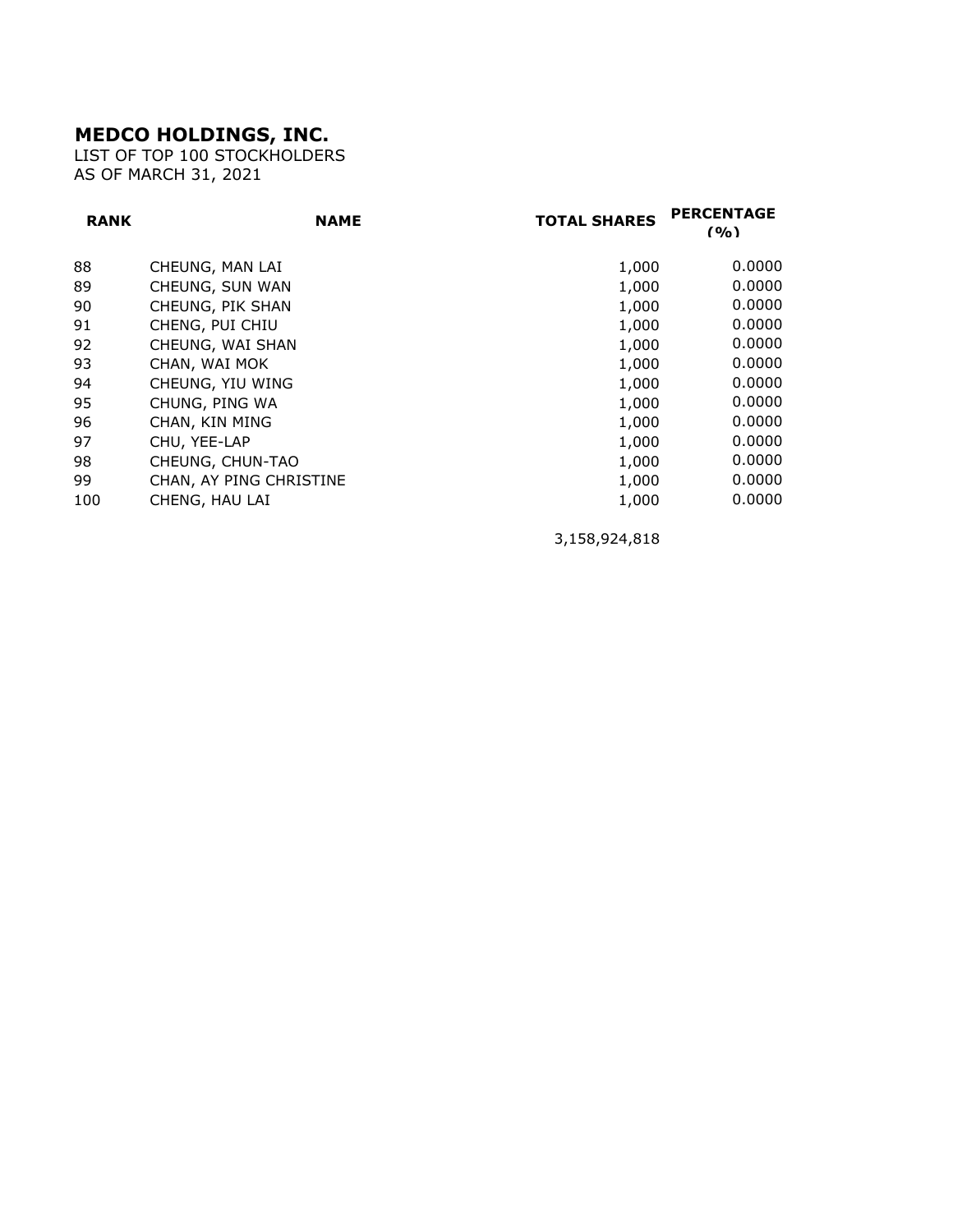**MEDCO HOLDINGS, INC.**
LIST OF TOP 100 STOCKHOLDERS
AS OF MARCH 31, 2021

| RANK | NAME | TOTAL SHARES | PERCENTAGE (%) |
|---|---|---|---|
| 88 | CHEUNG, MAN LAI | 1,000 | 0.0000 |
| 89 | CHEUNG, SUN WAN | 1,000 | 0.0000 |
| 90 | CHEUNG, PIK SHAN | 1,000 | 0.0000 |
| 91 | CHENG, PUI CHIU | 1,000 | 0.0000 |
| 92 | CHEUNG, WAI SHAN | 1,000 | 0.0000 |
| 93 | CHAN, WAI MOK | 1,000 | 0.0000 |
| 94 | CHEUNG, YIU WING | 1,000 | 0.0000 |
| 95 | CHUNG, PING WA | 1,000 | 0.0000 |
| 96 | CHAN, KIN MING | 1,000 | 0.0000 |
| 97 | CHU, YEE-LAP | 1,000 | 0.0000 |
| 98 | CHEUNG, CHUN-TAO | 1,000 | 0.0000 |
| 99 | CHAN, AY PING CHRISTINE | 1,000 | 0.0000 |
| 100 | CHENG, HAU LAI | 1,000 | 0.0000 |
| | | 3,158,924,818 | |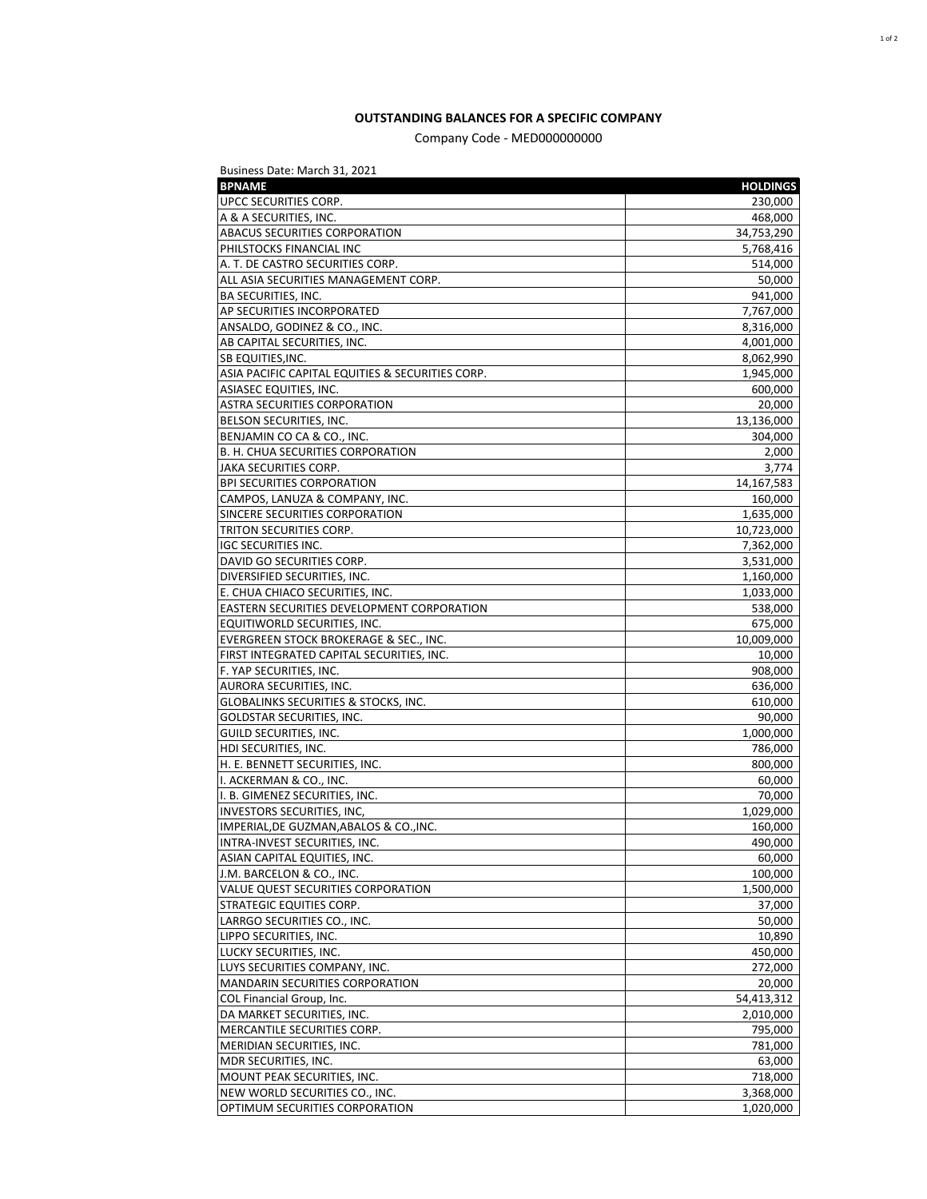**OUTSTANDING BALANCES FOR A SPECIFIC COMPANY**

Company Code - MED000000000

Business Date: March 31, 2021

| BPNAME | HOLDINGS |
|---|---|
| UPCC SECURITIES CORP. | 230,000 |
| A & A SECURITIES, INC. | 468,000 |
| ABACUS SECURITIES CORPORATION | 34,753,290 |
| PHILSTOCKS FINANCIAL INC | 5,768,416 |
| A. T. DE CASTRO SECURITIES CORP. | 514,000 |
| ALL ASIA SECURITIES MANAGEMENT CORP. | 50,000 |
| BA SECURITIES, INC. | 941,000 |
| AP SECURITIES INCORPORATED | 7,767,000 |
| ANSALDO, GODINEZ & CO., INC. | 8,316,000 |
| AB CAPITAL SECURITIES, INC. | 4,001,000 |
| SB EQUITIES,INC. | 8,062,990 |
| ASIA PACIFIC CAPITAL EQUITIES & SECURITIES CORP. | 1,945,000 |
| ASIASEC EQUITIES, INC. | 600,000 |
| ASTRA SECURITIES CORPORATION | 20,000 |
| BELSON SECURITIES, INC. | 13,136,000 |
| BENJAMIN CO CA & CO., INC. | 304,000 |
| B. H. CHUA SECURITIES CORPORATION | 2,000 |
| JAKA SECURITIES CORP. | 3,774 |
| BPI SECURITIES CORPORATION | 14,167,583 |
| CAMPOS, LANUZA & COMPANY, INC. | 160,000 |
| SINCERE SECURITIES CORPORATION | 1,635,000 |
| TRITON SECURITIES CORP. | 10,723,000 |
| IGC SECURITIES INC. | 7,362,000 |
| DAVID GO SECURITIES CORP. | 3,531,000 |
| DIVERSIFIED SECURITIES, INC. | 1,160,000 |
| E. CHUA CHIACO SECURITIES, INC. | 1,033,000 |
| EASTERN SECURITIES DEVELOPMENT CORPORATION | 538,000 |
| EQUITIWORLD SECURITIES, INC. | 675,000 |
| EVERGREEN STOCK BROKERAGE & SEC., INC. | 10,009,000 |
| FIRST INTEGRATED CAPITAL SECURITIES, INC. | 10,000 |
| F. YAP SECURITIES, INC. | 908,000 |
| AURORA SECURITIES, INC. | 636,000 |
| GLOBALINKS SECURITIES & STOCKS, INC. | 610,000 |
| GOLDSTAR SECURITIES, INC. | 90,000 |
| GUILD SECURITIES, INC. | 1,000,000 |
| HDI SECURITIES, INC. | 786,000 |
| H. E. BENNETT SECURITIES, INC. | 800,000 |
| I. ACKERMAN & CO., INC. | 60,000 |
| I. B. GIMENEZ SECURITIES, INC. | 70,000 |
| INVESTORS SECURITIES, INC, | 1,029,000 |
| IMPERIAL,DE GUZMAN,ABALOS & CO.,INC. | 160,000 |
| INTRA-INVEST SECURITIES, INC. | 490,000 |
| ASIAN CAPITAL EQUITIES, INC. | 60,000 |
| J.M. BARCELON & CO., INC. | 100,000 |
| VALUE QUEST SECURITIES CORPORATION | 1,500,000 |
| STRATEGIC EQUITIES CORP. | 37,000 |
| LARRGO SECURITIES CO., INC. | 50,000 |
| LIPPO SECURITIES, INC. | 10,890 |
| LUCKY SECURITIES, INC. | 450,000 |
| LUYS SECURITIES COMPANY, INC. | 272,000 |
| MANDARIN SECURITIES CORPORATION | 20,000 |
| COL Financial Group, Inc. | 54,413,312 |
| DA MARKET SECURITIES, INC. | 2,010,000 |
| MERCANTILE SECURITIES CORP. | 795,000 |
| MERIDIAN SECURITIES, INC. | 781,000 |
| MDR SECURITIES, INC. | 63,000 |
| MOUNT PEAK SECURITIES, INC. | 718,000 |
| NEW WORLD SECURITIES CO., INC. | 3,368,000 |
| OPTIMUM SECURITIES CORPORATION | 1,020,000 |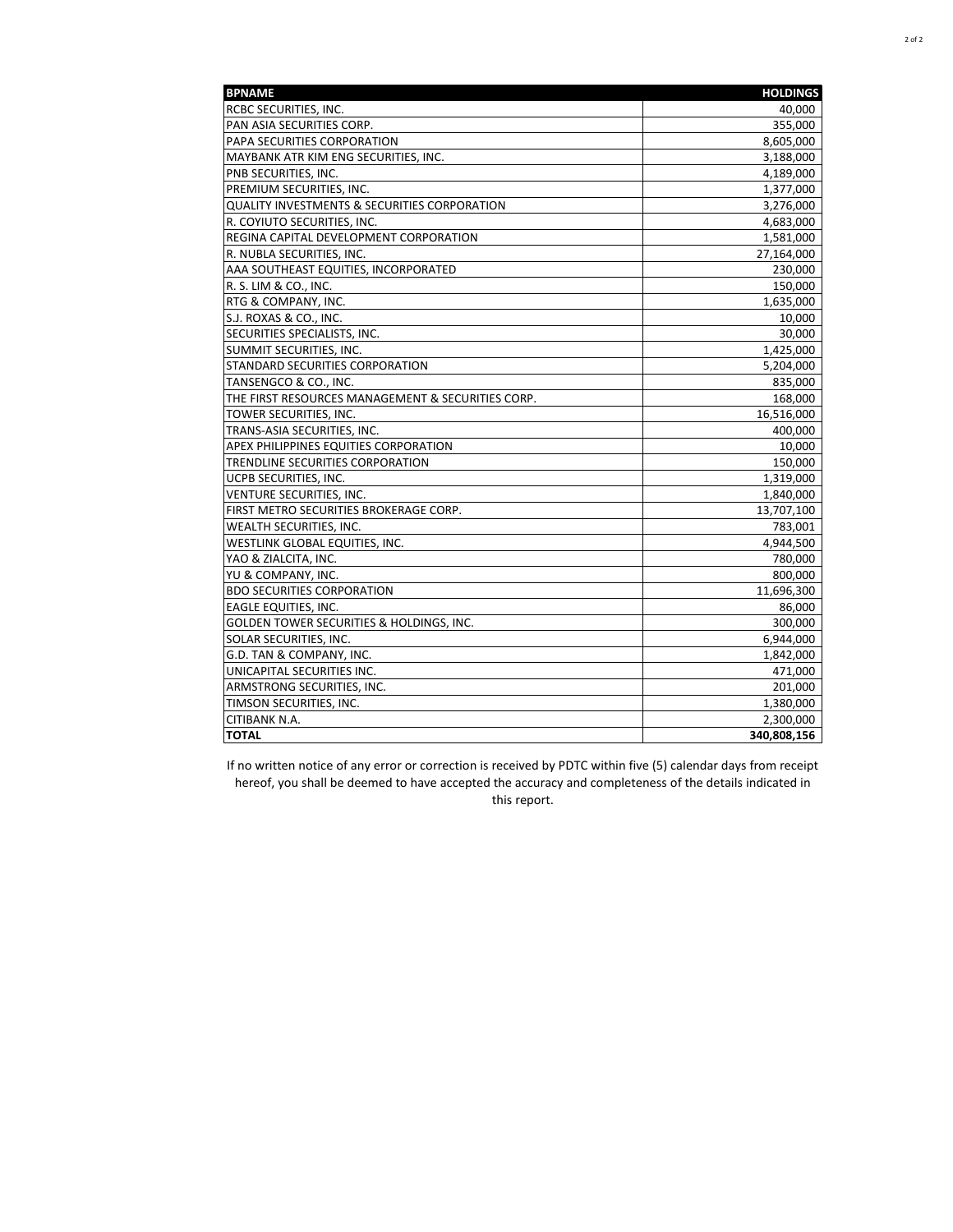| BPNAME | HOLDINGS |
|---|---|
| RCBC SECURITIES, INC. | 40,000 |
| PAN ASIA SECURITIES CORP. | 355,000 |
| PAPA SECURITIES CORPORATION | 8,605,000 |
| MAYBANK ATR KIM ENG SECURITIES, INC. | 3,188,000 |
| PNB SECURITIES, INC. | 4,189,000 |
| PREMIUM SECURITIES, INC. | 1,377,000 |
| QUALITY INVESTMENTS & SECURITIES CORPORATION | 3,276,000 |
| R. COYIUTO SECURITIES, INC. | 4,683,000 |
| REGINA CAPITAL DEVELOPMENT CORPORATION | 1,581,000 |
| R. NUBLA SECURITIES, INC. | 27,164,000 |
| AAA SOUTHEAST EQUITIES, INCORPORATED | 230,000 |
| R. S. LIM & CO., INC. | 150,000 |
| RTG & COMPANY, INC. | 1,635,000 |
| S.J. ROXAS & CO., INC. | 10,000 |
| SECURITIES SPECIALISTS, INC. | 30,000 |
| SUMMIT SECURITIES, INC. | 1,425,000 |
| STANDARD SECURITIES CORPORATION | 5,204,000 |
| TANSENGCO & CO., INC. | 835,000 |
| THE FIRST RESOURCES MANAGEMENT & SECURITIES CORP. | 168,000 |
| TOWER SECURITIES, INC. | 16,516,000 |
| TRANS-ASIA SECURITIES, INC. | 400,000 |
| APEX PHILIPPINES EQUITIES CORPORATION | 10,000 |
| TRENDLINE SECURITIES CORPORATION | 150,000 |
| UCPB SECURITIES, INC. | 1,319,000 |
| VENTURE SECURITIES, INC. | 1,840,000 |
| FIRST METRO SECURITIES BROKERAGE CORP. | 13,707,100 |
| WEALTH SECURITIES, INC. | 783,001 |
| WESTLINK GLOBAL EQUITIES, INC. | 4,944,500 |
| YAO & ZIALCITA, INC. | 780,000 |
| YU & COMPANY, INC. | 800,000 |
| BDO SECURITIES CORPORATION | 11,696,300 |
| EAGLE EQUITIES, INC. | 86,000 |
| GOLDEN TOWER SECURITIES & HOLDINGS, INC. | 300,000 |
| SOLAR SECURITIES, INC. | 6,944,000 |
| G.D. TAN & COMPANY, INC. | 1,842,000 |
| UNICAPITAL SECURITIES INC. | 471,000 |
| ARMSTRONG SECURITIES, INC. | 201,000 |
| TIMSON SECURITIES, INC. | 1,380,000 |
| CITIBANK N.A. | 2,300,000 |
| **TOTAL** | **340,808,156** |

If no written notice of any error or correction is received by PDTC within five (5) calendar days from receipt hereof, you shall be deemed to have accepted the accuracy and completeness of the details indicated in this report.